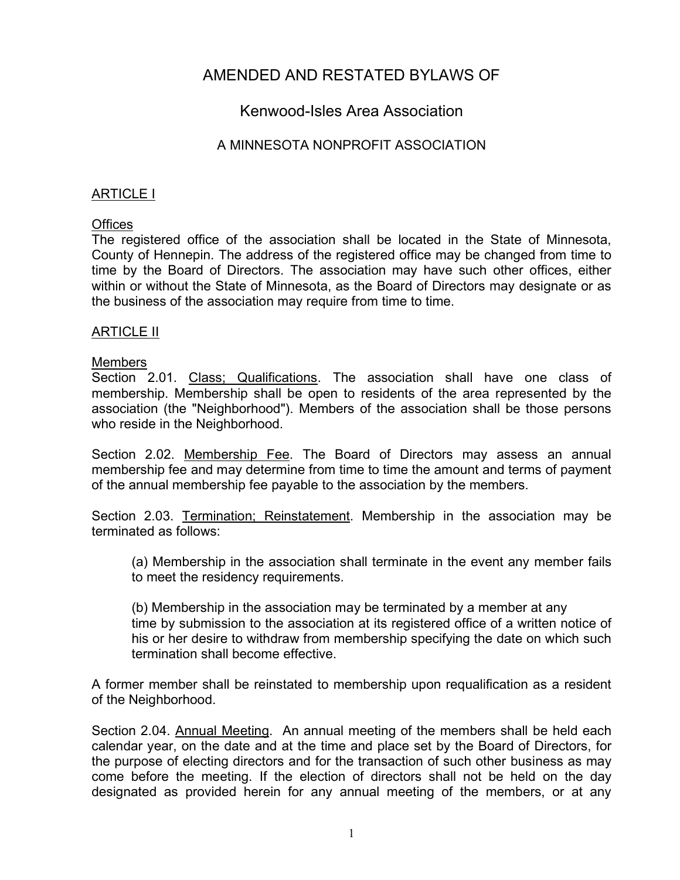# AMENDED AND RESTATED BYLAWS OF

## Kenwood-Isles Area Association

### A MINNESOTA NONPROFIT ASSOCIATION

## ARTICLE I

### Offices

The registered office of the association shall be located in the State of Minnesota, County of Hennepin. The address of the registered office may be changed from time to time by the Board of Directors. The association may have such other offices, either within or without the State of Minnesota, as the Board of Directors may designate or as the business of the association may require from time to time.

## ARTICLE II

### Members

Section 2.01. Class; Qualifications. The association shall have one class of membership. Membership shall be open to residents of the area represented by the association (the "Neighborhood"). Members of the association shall be those persons who reside in the Neighborhood.

Section 2.02. Membership Fee. The Board of Directors may assess an annual membership fee and may determine from time to time the amount and terms of payment of the annual membership fee payable to the association by the members.

Section 2.03. Termination; Reinstatement. Membership in the association may be terminated as follows:

> (a) Membership in the association shall terminate in the event any member fails to meet the residency requirements.
>
> (b) Membership in the association may be terminated by a member at any time by submission to the association at its registered office of a written notice of his or her desire to withdraw from membership specifying the date on which such termination shall become effective.

A former member shall be reinstated to membership upon requalification as a resident of the Neighborhood.

Section 2.04. Annual Meeting. An annual meeting of the members shall be held each calendar year, on the date and at the time and place set by the Board of Directors, for the purpose of electing directors and for the transaction of such other business as may come before the meeting. If the election of directors shall not be held on the day designated as provided herein for any annual meeting of the members, or at any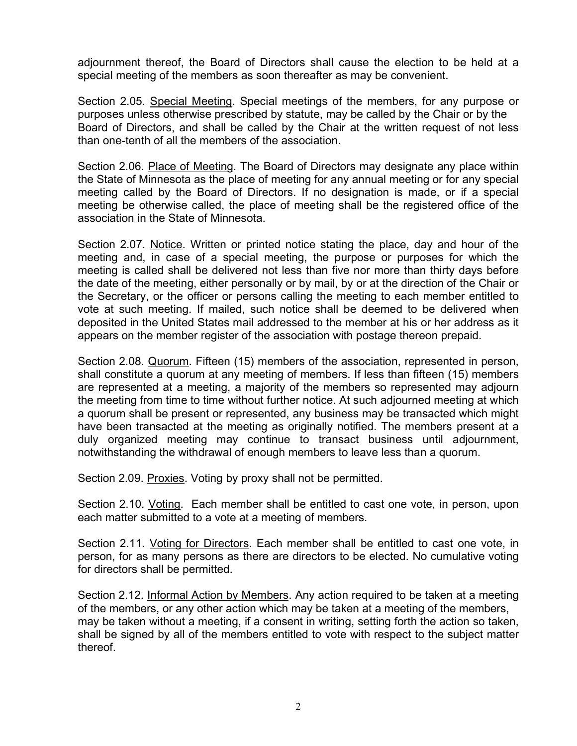adjournment thereof, the Board of Directors shall cause the election to be held at a special meeting of the members as soon thereafter as may be convenient.

Section 2.05. Special Meeting. Special meetings of the members, for any purpose or purposes unless otherwise prescribed by statute, may be called by the Chair or by the Board of Directors, and shall be called by the Chair at the written request of not less than one-tenth of all the members of the association.

Section 2.06. Place of Meeting. The Board of Directors may designate any place within the State of Minnesota as the place of meeting for any annual meeting or for any special meeting called by the Board of Directors. If no designation is made, or if a special meeting be otherwise called, the place of meeting shall be the registered office of the association in the State of Minnesota.

Section 2.07. Notice. Written or printed notice stating the place, day and hour of the meeting and, in case of a special meeting, the purpose or purposes for which the meeting is called shall be delivered not less than five nor more than thirty days before the date of the meeting, either personally or by mail, by or at the direction of the Chair or the Secretary, or the officer or persons calling the meeting to each member entitled to vote at such meeting. If mailed, such notice shall be deemed to be delivered when deposited in the United States mail addressed to the member at his or her address as it appears on the member register of the association with postage thereon prepaid.

Section 2.08. Quorum. Fifteen (15) members of the association, represented in person, shall constitute a quorum at any meeting of members. If less than fifteen (15) members are represented at a meeting, a majority of the members so represented may adjourn the meeting from time to time without further notice. At such adjourned meeting at which a quorum shall be present or represented, any business may be transacted which might have been transacted at the meeting as originally notified. The members present at a duly organized meeting may continue to transact business until adjournment, notwithstanding the withdrawal of enough members to leave less than a quorum.

Section 2.09. Proxies. Voting by proxy shall not be permitted.

Section 2.10. Voting. Each member shall be entitled to cast one vote, in person, upon each matter submitted to a vote at a meeting of members.

Section 2.11. Voting for Directors. Each member shall be entitled to cast one vote, in person, for as many persons as there are directors to be elected. No cumulative voting for directors shall be permitted.

Section 2.12. Informal Action by Members. Any action required to be taken at a meeting of the members, or any other action which may be taken at a meeting of the members, may be taken without a meeting, if a consent in writing, setting forth the action so taken, shall be signed by all of the members entitled to vote with respect to the subject matter thereof.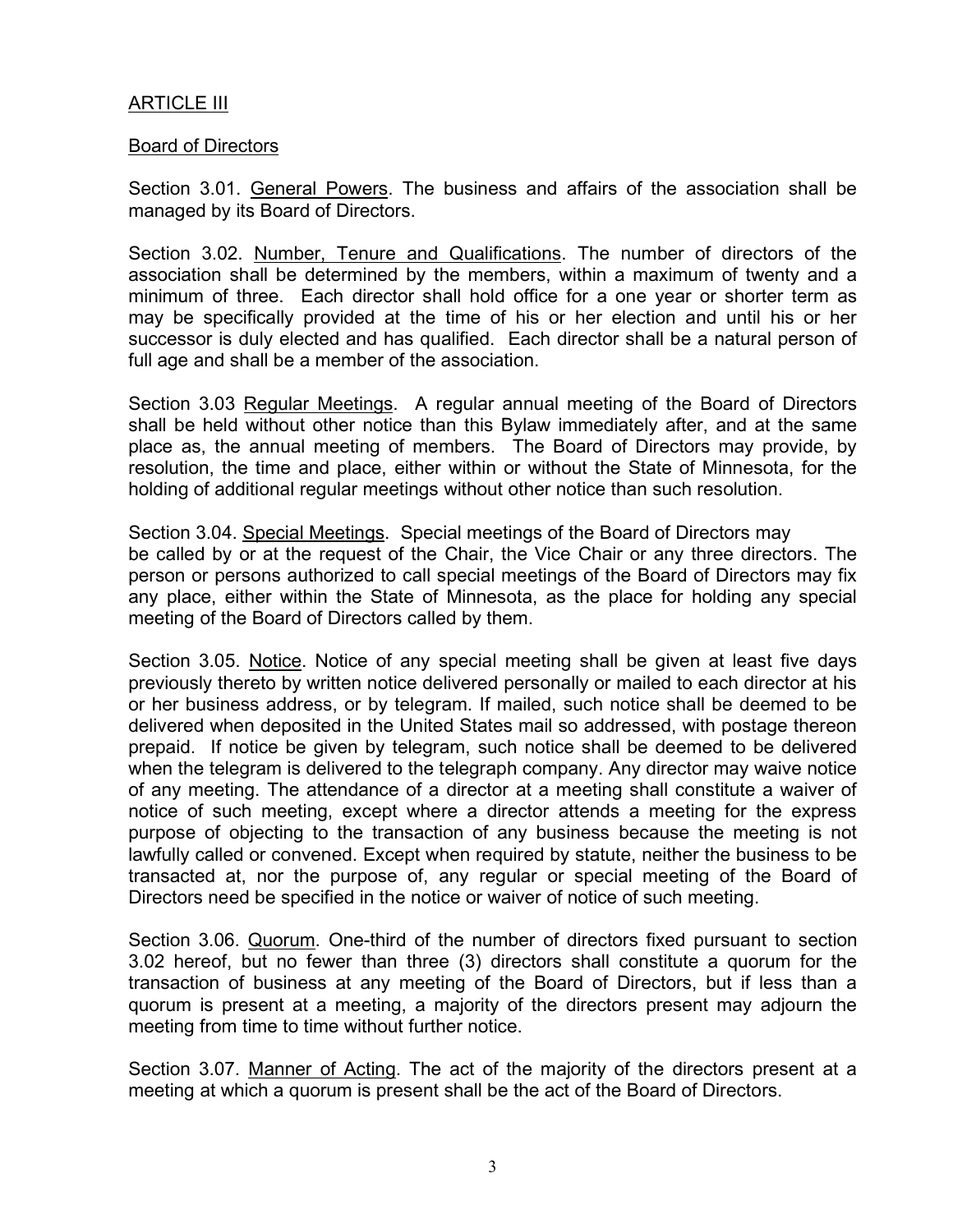## ARTICLE III

### Board of Directors

Section 3.01. General Powers. The business and affairs of the association shall be managed by its Board of Directors.

Section 3.02. Number, Tenure and Qualifications. The number of directors of the association shall be determined by the members, within a maximum of twenty and a minimum of three. Each director shall hold office for a one year or shorter term as may be specifically provided at the time of his or her election and until his or her successor is duly elected and has qualified. Each director shall be a natural person of full age and shall be a member of the association.

Section 3.03 Regular Meetings. A regular annual meeting of the Board of Directors shall be held without other notice than this Bylaw immediately after, and at the same place as, the annual meeting of members. The Board of Directors may provide, by resolution, the time and place, either within or without the State of Minnesota, for the holding of additional regular meetings without other notice than such resolution.

Section 3.04. Special Meetings. Special meetings of the Board of Directors may be called by or at the request of the Chair, the Vice Chair or any three directors. The person or persons authorized to call special meetings of the Board of Directors may fix any place, either within the State of Minnesota, as the place for holding any special meeting of the Board of Directors called by them.

Section 3.05. Notice. Notice of any special meeting shall be given at least five days previously thereto by written notice delivered personally or mailed to each director at his or her business address, or by telegram. If mailed, such notice shall be deemed to be delivered when deposited in the United States mail so addressed, with postage thereon prepaid. If notice be given by telegram, such notice shall be deemed to be delivered when the telegram is delivered to the telegraph company. Any director may waive notice of any meeting. The attendance of a director at a meeting shall constitute a waiver of notice of such meeting, except where a director attends a meeting for the express purpose of objecting to the transaction of any business because the meeting is not lawfully called or convened. Except when required by statute, neither the business to be transacted at, nor the purpose of, any regular or special meeting of the Board of Directors need be specified in the notice or waiver of notice of such meeting.

Section 3.06. Quorum. One-third of the number of directors fixed pursuant to section 3.02 hereof, but no fewer than three (3) directors shall constitute a quorum for the transaction of business at any meeting of the Board of Directors, but if less than a quorum is present at a meeting, a majority of the directors present may adjourn the meeting from time to time without further notice.

Section 3.07. Manner of Acting. The act of the majority of the directors present at a meeting at which a quorum is present shall be the act of the Board of Directors.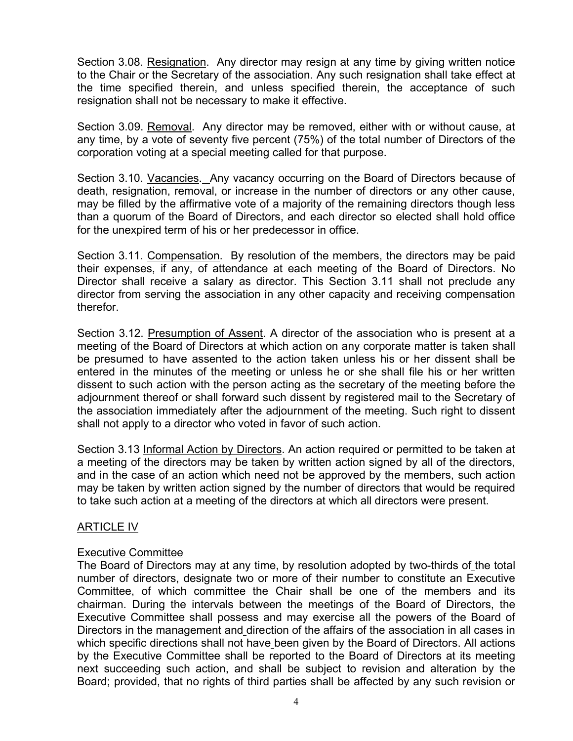Section 3.08. Resignation. Any director may resign at any time by giving written notice to the Chair or the Secretary of the association. Any such resignation shall take effect at the time specified therein, and unless specified therein, the acceptance of such resignation shall not be necessary to make it effective.

Section 3.09. Removal. Any director may be removed, either with or without cause, at any time, by a vote of seventy five percent (75%) of the total number of Directors of the corporation voting at a special meeting called for that purpose.

Section 3.10. Vacancies. Any vacancy occurring on the Board of Directors because of death, resignation, removal, or increase in the number of directors or any other cause, may be filled by the affirmative vote of a majority of the remaining directors though less than a quorum of the Board of Directors, and each director so elected shall hold office for the unexpired term of his or her predecessor in office.

Section 3.11. Compensation. By resolution of the members, the directors may be paid their expenses, if any, of attendance at each meeting of the Board of Directors. No Director shall receive a salary as director. This Section 3.11 shall not preclude any director from serving the association in any other capacity and receiving compensation therefor.

Section 3.12. Presumption of Assent. A director of the association who is present at a meeting of the Board of Directors at which action on any corporate matter is taken shall be presumed to have assented to the action taken unless his or her dissent shall be entered in the minutes of the meeting or unless he or she shall file his or her written dissent to such action with the person acting as the secretary of the meeting before the adjournment thereof or shall forward such dissent by registered mail to the Secretary of the association immediately after the adjournment of the meeting. Such right to dissent shall not apply to a director who voted in favor of such action.

Section 3.13 Informal Action by Directors. An action required or permitted to be taken at a meeting of the directors may be taken by written action signed by all of the directors, and in the case of an action which need not be approved by the members, such action may be taken by written action signed by the number of directors that would be required to take such action at a meeting of the directors at which all directors were present.

## ARTICLE IV

### Executive Committee

The Board of Directors may at any time, by resolution adopted by two-thirds of the total number of directors, designate two or more of their number to constitute an Executive Committee, of which committee the Chair shall be one of the members and its chairman. During the intervals between the meetings of the Board of Directors, the Executive Committee shall possess and may exercise all the powers of the Board of Directors in the management and direction of the affairs of the association in all cases in which specific directions shall not have been given by the Board of Directors. All actions by the Executive Committee shall be reported to the Board of Directors at its meeting next succeeding such action, and shall be subject to revision and alteration by the Board; provided, that no rights of third parties shall be affected by any such revision or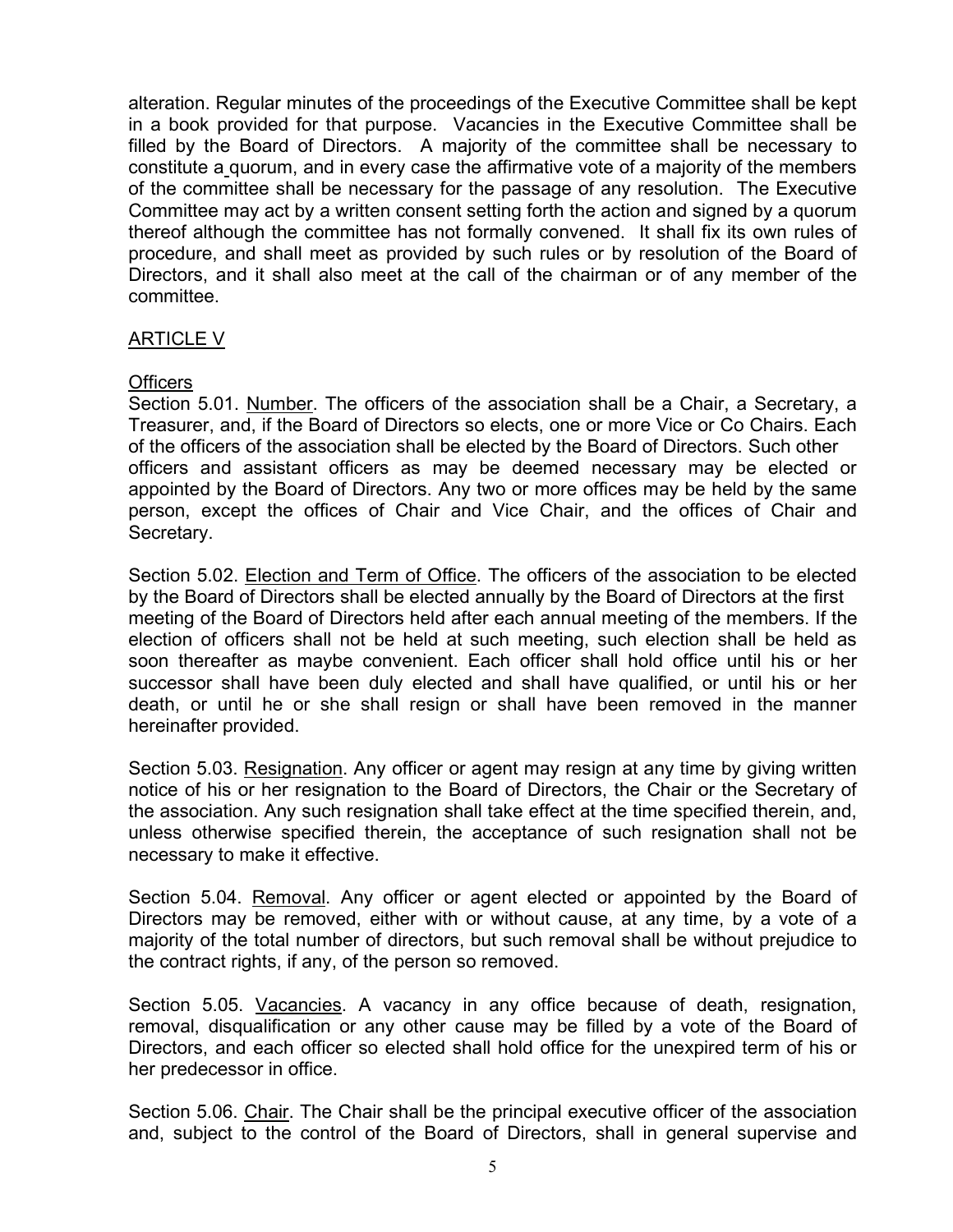alteration. Regular minutes of the proceedings of the Executive Committee shall be kept in a book provided for that purpose. Vacancies in the Executive Committee shall be filled by the Board of Directors. A majority of the committee shall be necessary to constitute a quorum, and in every case the affirmative vote of a majority of the members of the committee shall be necessary for the passage of any resolution. The Executive Committee may act by a written consent setting forth the action and signed by a quorum thereof although the committee has not formally convened. It shall fix its own rules of procedure, and shall meet as provided by such rules or by resolution of the Board of Directors, and it shall also meet at the call of the chairman or of any member of the committee.

## ARTICLE V

### Officers

Section 5.01. Number. The officers of the association shall be a Chair, a Secretary, a Treasurer, and, if the Board of Directors so elects, one or more Vice or Co Chairs. Each of the officers of the association shall be elected by the Board of Directors. Such other officers and assistant officers as may be deemed necessary may be elected or appointed by the Board of Directors. Any two or more offices may be held by the same person, except the offices of Chair and Vice Chair, and the offices of Chair and Secretary.

Section 5.02. Election and Term of Office. The officers of the association to be elected by the Board of Directors shall be elected annually by the Board of Directors at the first meeting of the Board of Directors held after each annual meeting of the members. If the election of officers shall not be held at such meeting, such election shall be held as soon thereafter as maybe convenient. Each officer shall hold office until his or her successor shall have been duly elected and shall have qualified, or until his or her death, or until he or she shall resign or shall have been removed in the manner hereinafter provided.

Section 5.03. Resignation. Any officer or agent may resign at any time by giving written notice of his or her resignation to the Board of Directors, the Chair or the Secretary of the association. Any such resignation shall take effect at the time specified therein, and, unless otherwise specified therein, the acceptance of such resignation shall not be necessary to make it effective.

Section 5.04. Removal. Any officer or agent elected or appointed by the Board of Directors may be removed, either with or without cause, at any time, by a vote of a majority of the total number of directors, but such removal shall be without prejudice to the contract rights, if any, of the person so removed.

Section 5.05. Vacancies. A vacancy in any office because of death, resignation, removal, disqualification or any other cause may be filled by a vote of the Board of Directors, and each officer so elected shall hold office for the unexpired term of his or her predecessor in office.

Section 5.06. Chair. The Chair shall be the principal executive officer of the association and, subject to the control of the Board of Directors, shall in general supervise and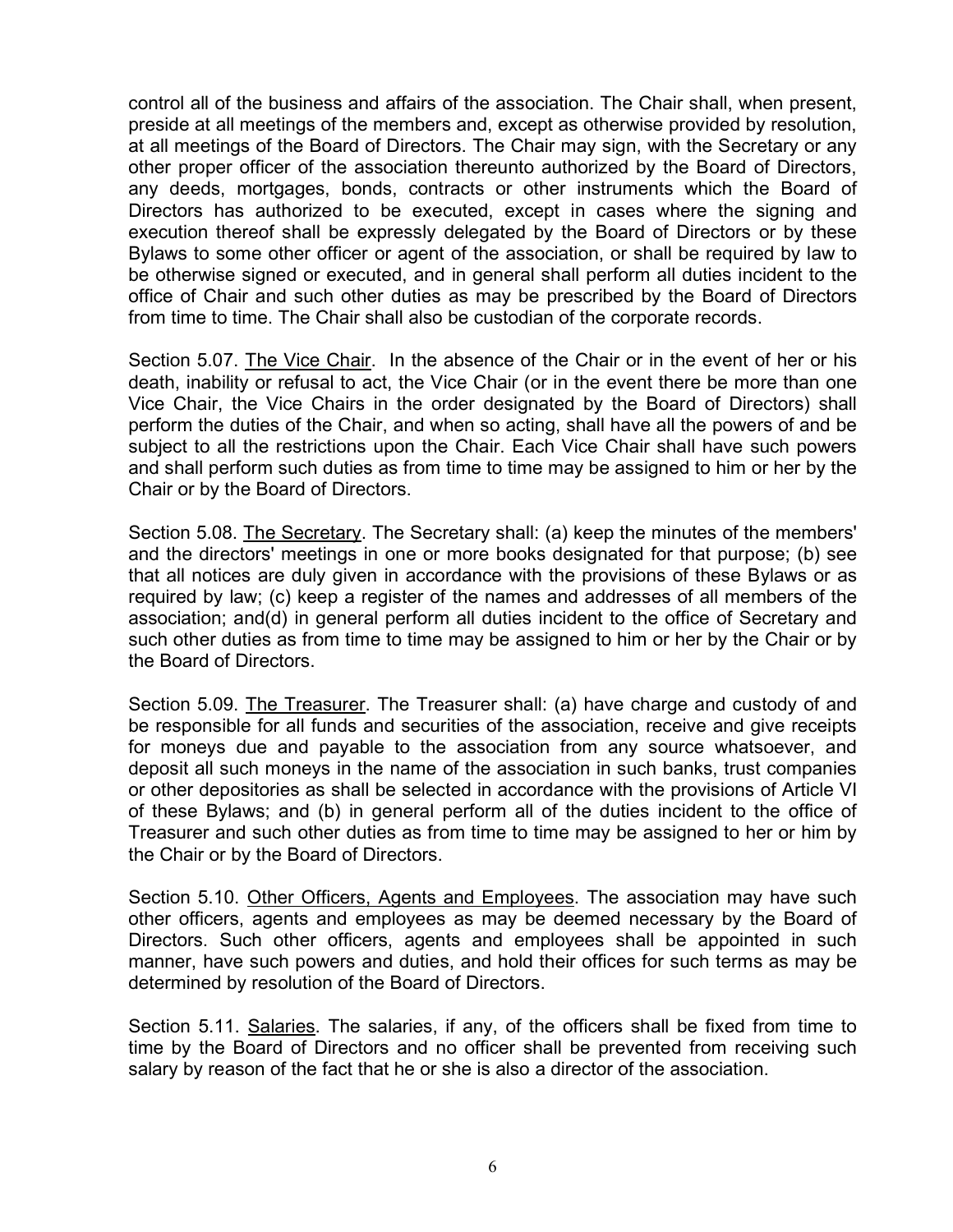control all of the business and affairs of the association. The Chair shall, when present, preside at all meetings of the members and, except as otherwise provided by resolution, at all meetings of the Board of Directors. The Chair may sign, with the Secretary or any other proper officer of the association thereunto authorized by the Board of Directors, any deeds, mortgages, bonds, contracts or other instruments which the Board of Directors has authorized to be executed, except in cases where the signing and execution thereof shall be expressly delegated by the Board of Directors or by these Bylaws to some other officer or agent of the association, or shall be required by law to be otherwise signed or executed, and in general shall perform all duties incident to the office of Chair and such other duties as may be prescribed by the Board of Directors from time to time. The Chair shall also be custodian of the corporate records.

Section 5.07. <u>The Vice Chair</u>. In the absence of the Chair or in the event of her or his death, inability or refusal to act, the Vice Chair (or in the event there be more than one Vice Chair, the Vice Chairs in the order designated by the Board of Directors) shall perform the duties of the Chair, and when so acting, shall have all the powers of and be subject to all the restrictions upon the Chair. Each Vice Chair shall have such powers and shall perform such duties as from time to time may be assigned to him or her by the Chair or by the Board of Directors.

Section 5.08. <u>The Secretary</u>. The Secretary shall: (a) keep the minutes of the members' and the directors' meetings in one or more books designated for that purpose; (b) see that all notices are duly given in accordance with the provisions of these Bylaws or as required by law; (c) keep a register of the names and addresses of all members of the association; and(d) in general perform all duties incident to the office of Secretary and such other duties as from time to time may be assigned to him or her by the Chair or by the Board of Directors.

Section 5.09. <u>The Treasurer</u>. The Treasurer shall: (a) have charge and custody of and be responsible for all funds and securities of the association, receive and give receipts for moneys due and payable to the association from any source whatsoever, and deposit all such moneys in the name of the association in such banks, trust companies or other depositories as shall be selected in accordance with the provisions of Article VI of these Bylaws; and (b) in general perform all of the duties incident to the office of Treasurer and such other duties as from time to time may be assigned to her or him by the Chair or by the Board of Directors.

Section 5.10. <u>Other Officers, Agents and Employees</u>. The association may have such other officers, agents and employees as may be deemed necessary by the Board of Directors. Such other officers, agents and employees shall be appointed in such manner, have such powers and duties, and hold their offices for such terms as may be determined by resolution of the Board of Directors.

Section 5.11. <u>Salaries</u>. The salaries, if any, of the officers shall be fixed from time to time by the Board of Directors and no officer shall be prevented from receiving such salary by reason of the fact that he or she is also a director of the association.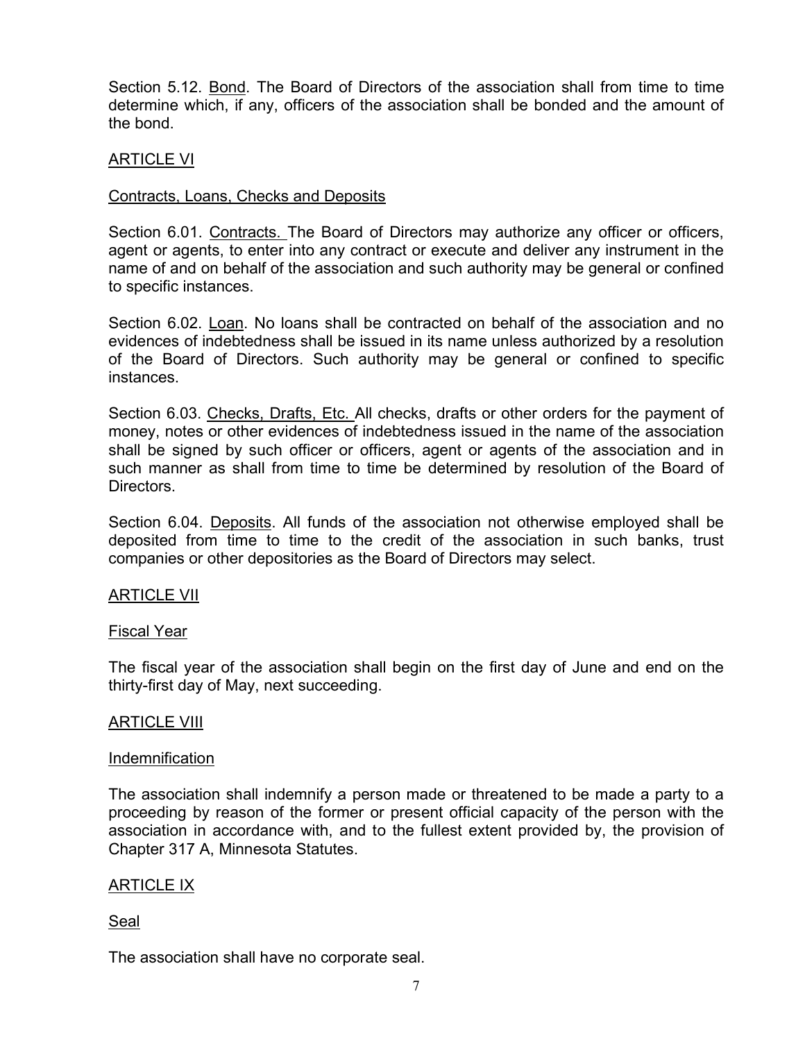Section 5.12. Bond. The Board of Directors of the association shall from time to time determine which, if any, officers of the association shall be bonded and the amount of the bond.

## ARTICLE VI

### Contracts, Loans, Checks and Deposits

Section 6.01. Contracts. The Board of Directors may authorize any officer or officers, agent or agents, to enter into any contract or execute and deliver any instrument in the name of and on behalf of the association and such authority may be general or confined to specific instances.

Section 6.02. Loan. No loans shall be contracted on behalf of the association and no evidences of indebtedness shall be issued in its name unless authorized by a resolution of the Board of Directors. Such authority may be general or confined to specific instances.

Section 6.03. Checks, Drafts, Etc. All checks, drafts or other orders for the payment of money, notes or other evidences of indebtedness issued in the name of the association shall be signed by such officer or officers, agent or agents of the association and in such manner as shall from time to time be determined by resolution of the Board of Directors.

Section 6.04. Deposits. All funds of the association not otherwise employed shall be deposited from time to time to the credit of the association in such banks, trust companies or other depositories as the Board of Directors may select.

## ARTICLE VII

### Fiscal Year

The fiscal year of the association shall begin on the first day of June and end on the thirty-first day of May, next succeeding.

## ARTICLE VIII

### Indemnification

The association shall indemnify a person made or threatened to be made a party to a proceeding by reason of the former or present official capacity of the person with the association in accordance with, and to the fullest extent provided by, the provision of Chapter 317 A, Minnesota Statutes.

## ARTICLE IX

### Seal

The association shall have no corporate seal.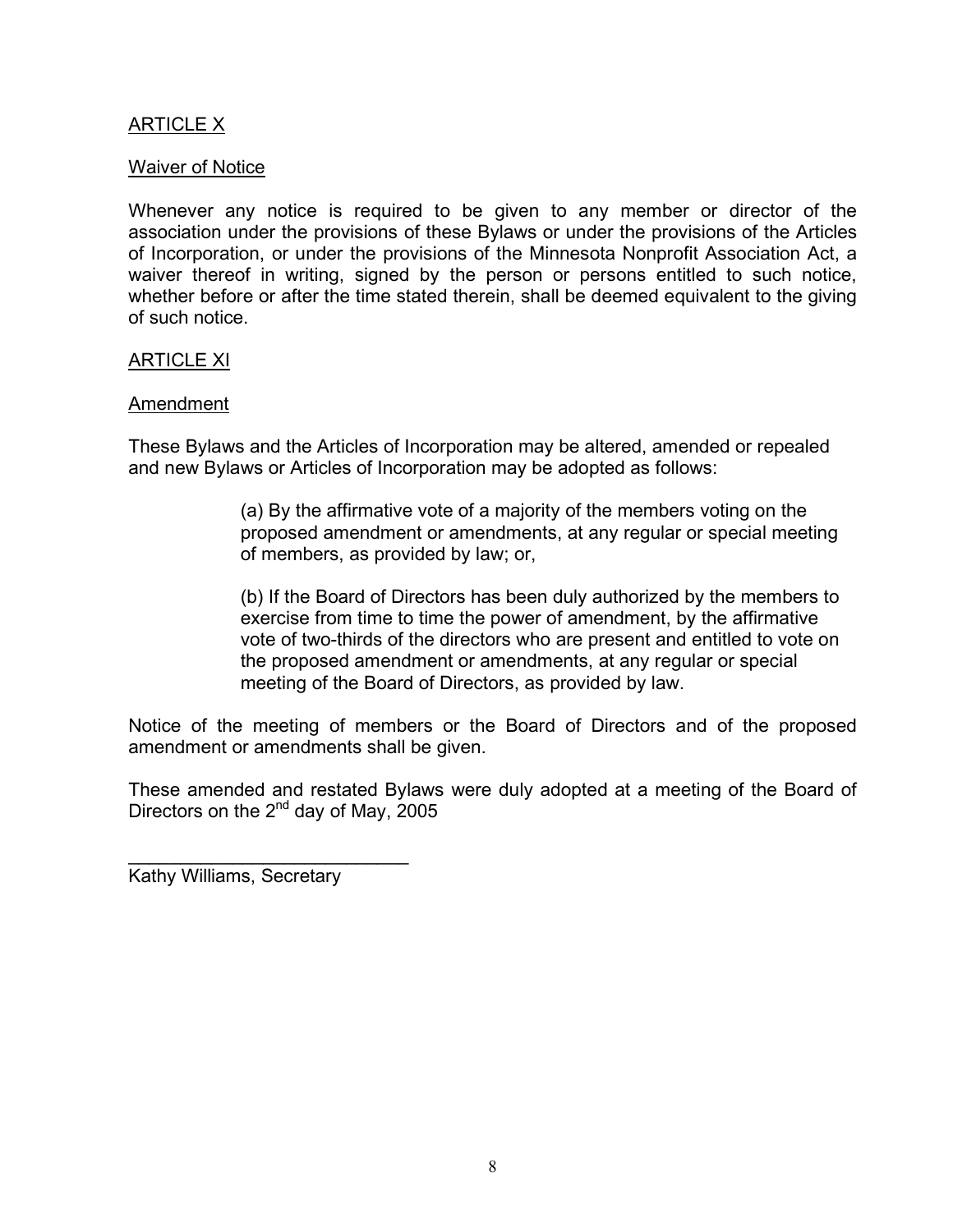## ARTICLE X

### Waiver of Notice

Whenever any notice is required to be given to any member or director of the association under the provisions of these Bylaws or under the provisions of the Articles of Incorporation, or under the provisions of the Minnesota Nonprofit Association Act, a waiver thereof in writing, signed by the person or persons entitled to such notice, whether before or after the time stated therein, shall be deemed equivalent to the giving of such notice.

## ARTICLE XI

### Amendment

These Bylaws and the Articles of Incorporation may be altered, amended or repealed and new Bylaws or Articles of Incorporation may be adopted as follows:

> (a) By the affirmative vote of a majority of the members voting on the proposed amendment or amendments, at any regular or special meeting of members, as provided by law; or,
>
> (b) If the Board of Directors has been duly authorized by the members to exercise from time to time the power of amendment, by the affirmative vote of two-thirds of the directors who are present and entitled to vote on the proposed amendment or amendments, at any regular or special meeting of the Board of Directors, as provided by law.

Notice of the meeting of members or the Board of Directors and of the proposed amendment or amendments shall be given.

These amended and restated Bylaws were duly adopted at a meeting of the Board of Directors on the 2nd day of May, 2005

\_\_\_\_\_\_\_\_\_\_\_\_\_\_\_\_\_\_\_\_\_\_\_\_\_\_\_\_

Kathy Williams, Secretary